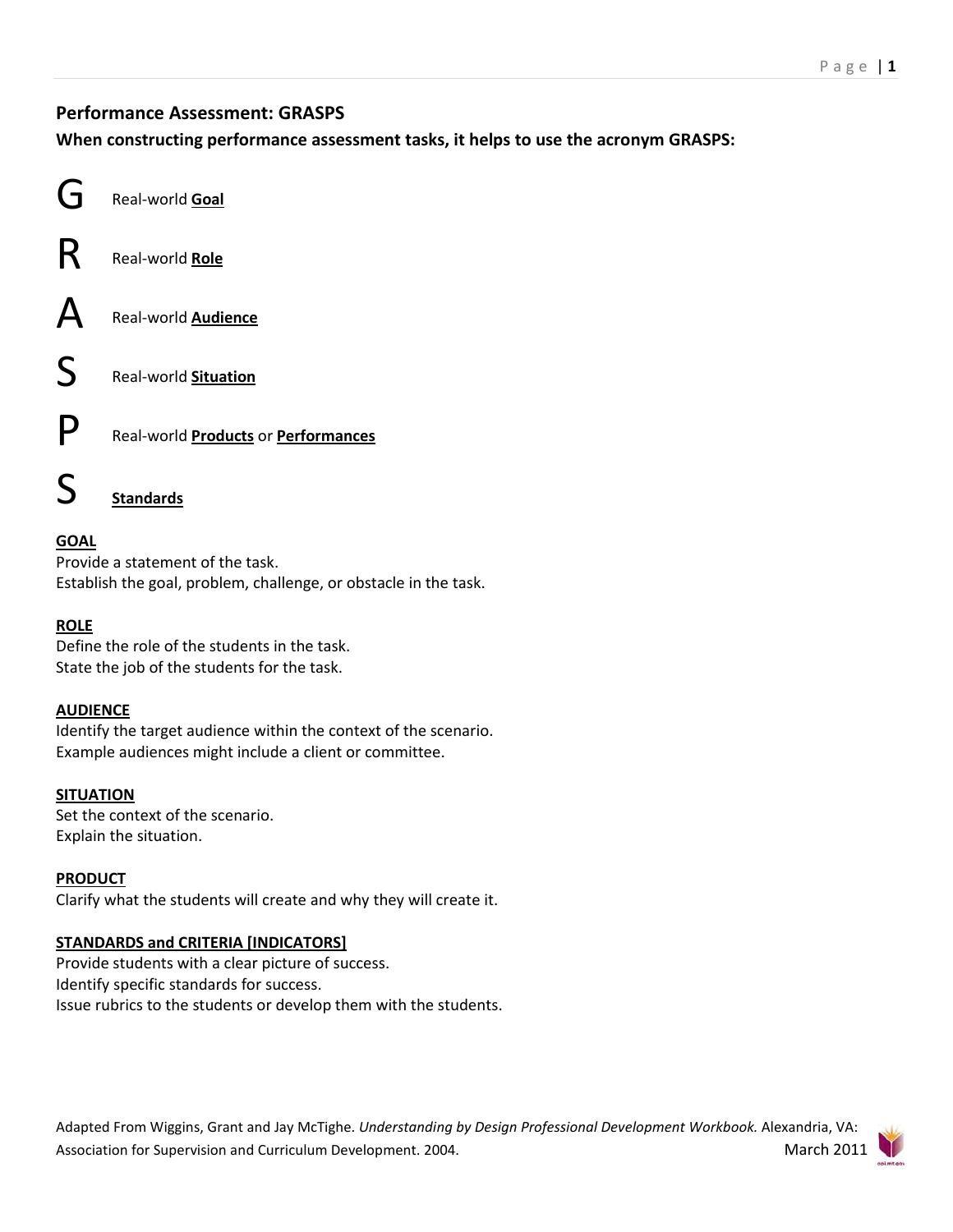## Performance Assessment: GRASPS

**When constructing performance assessment tasks, it helps to use the acronym GRASPS:**

| | |
|---|---|
| G | Real-world **Goal** |
| R | Real-world **Role** |
| A | Real-world **Audience** |
| S | Real-world **Situation** |
| P | Real-world **Products** or **Performances** |
| S | **Standards** |

**GOAL**

Provide a statement of the task.
Establish the goal, problem, challenge, or obstacle in the task.

**ROLE**

Define the role of the students in the task.
State the job of the students for the task.

**AUDIENCE**

Identify the target audience within the context of the scenario.
Example audiences might include a client or committee.

**SITUATION**

Set the context of the scenario.
Explain the situation.

**PRODUCT**

Clarify what the students will create and why they will create it.

**STANDARDS and CRITERIA [INDICATORS]**

Provide students with a clear picture of success.
Identify specific standards for success.
Issue rubrics to the students or develop them with the students.

Adapted From Wiggins, Grant and Jay McTighe. *Understanding by Design Professional Development Workbook.* Alexandria, VA: Association for Supervision and Curriculum Development. 2004.

March 2011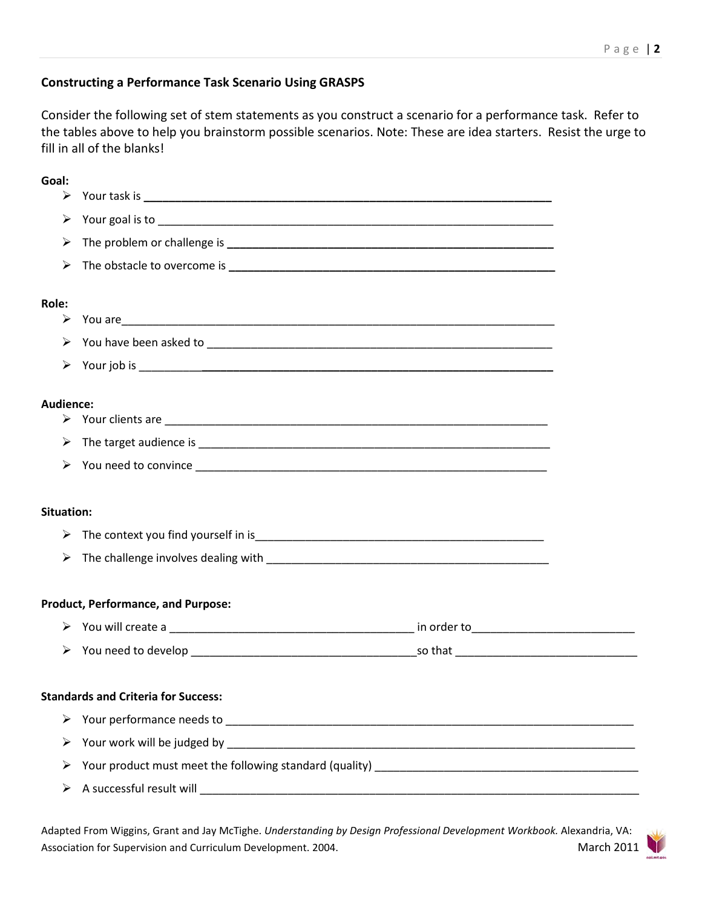### Constructing a Performance Task Scenario Using GRASPS

Consider the following set of stem statements as you construct a scenario for a performance task. Refer to the tables above to help you brainstorm possible scenarios. Note: These are idea starters. Resist the urge to fill in all of the blanks!

**Goal:**

- Your task is ___________________________________________________________
- Your goal is to ___________________________________________________________
- The problem or challenge is _______________________________________________
- The obstacle to overcome is _______________________________________________

**Role:**

- You are___________________________________________________________________
- You have been asked to ___________________________________________________
- Your job is _______________________________________________________________

**Audience:**

- Your clients are __________________________________________________________
- The target audience is ____________________________________________________
- You need to convince ______________________________________________________

**Situation:**

- The context you find yourself in is_________________________________________
- The challenge involves dealing with ________________________________________

**Product, Performance, and Purpose:**

- You will create a ______________________________________ in order to_________________________
- You need to develop ___________________________________so that _____________________________

**Standards and Criteria for Success:**

- Your performance needs to _________________________________________________________________
- Your work will be judged by ______________________________________________________________
- Your product must meet the following standard (quality) ___________________________________________
- A successful result will ___________________________________________________________________

Adapted From Wiggins, Grant and Jay McTighe. *Understanding by Design Professional Development Workbook.* Alexandria, VA: Association for Supervision and Curriculum Development. 2004.

March 2011